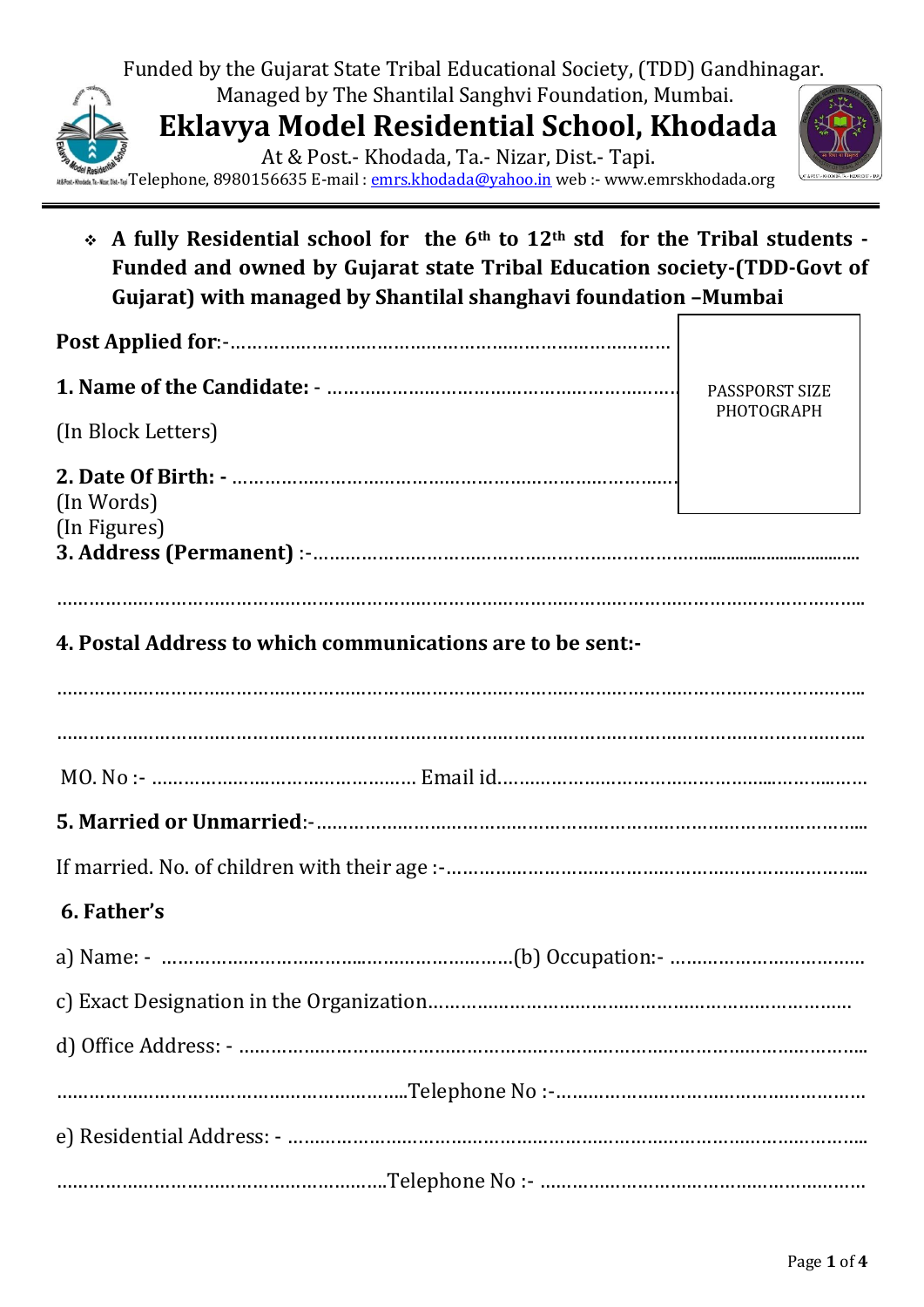Funded by the Gujarat State Tribal Educational Society, (TDD) Gandhinagar.

Managed by The Shantilal Sanghvi Foundation, Mumbai.

# Eklavya Model Residential School, Khodada

At & Post.- Khodada, Ta.- Nizar, Dist.- Tapi.

Telephone, 8980156635 E-mail : emrs.khodada@yahoo.in web :- www.emrskhodada.org

- **A fully Residential school for the 6th to 12th std for the Tribal students - Funded and owned by Gujarat state Tribal Education society-(TDD-Govt of Gujarat) with managed by Shantilal shanghavi foundation –Mumbai**

PASSPORST SIZE PHOTOGRAPH

**Post Applied for**:-……………………………………………………………………

**1. Name of the Candidate: -** ……………………………………………………….

(In Block Letters)

**2. Date Of Birth: -** ………………………………………………………………………

(In Words)

(In Figures)

**3. Address (Permanent)** :-……………………………………………………………………………………

………………………………………………………………………………………………………………………

**4. Postal Address to which communications are to be sent:-**

………………………………………………………………………………………………………………………

………………………………………………………………………………………………………………………

MO. No :- …………………………………………. Email id……………………………………………………………

**5. Married or Unmarried**:-…………………………………………………………………………………

If married. No. of children with their age :-…………………………………………………………………

**6. Father's**

a) Name: - ……………………………………………………(b) Occupation:- ………………………………

c) Exact Designation in the Organization……………………………………………………………………

d) Office Address: - ………………………………………………………………………………………………

……………………………………………………….Telephone No :-……………………………………………

e) Residential Address: - …………………………………………………………………………………………

…………………………………………………….Telephone No :- ……………………………………………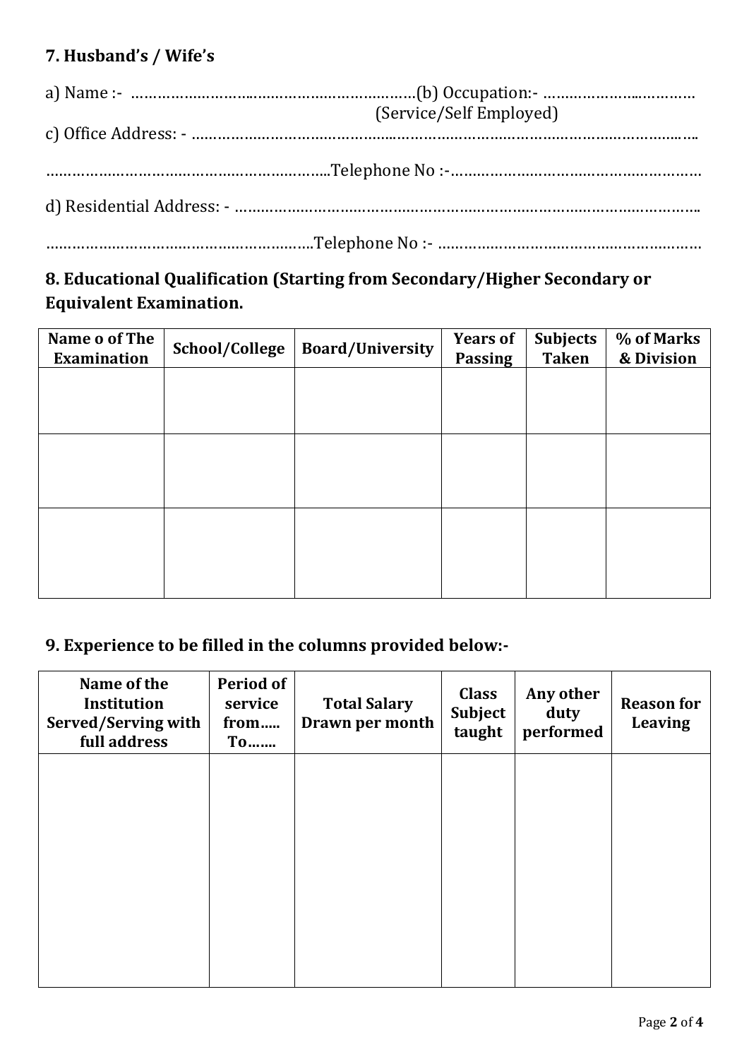### 7. Husband's / Wife's

a) Name :- ……………………..……………………………(b) Occupation:- ………………..…………
(Service/Self Employed)

c) Office Address: - ……………………………………..……………………………………………………..

………………………………………………………..Telephone No :-…………………………………………………

d) Residential Address: - ……………………………………………………………………………………………..

……………………………………………………..Telephone No :- ……………………………………………………

### 8. Educational Qualification (Starting from Secondary/Higher Secondary or Equivalent Examination.

| Name o of The Examination | School/College | Board/University | Years of Passing | Subjects Taken | % of Marks & Division |
|---|---|---|---|---|---|
| | | | | | |
| | | | | | |
| | | | | | |

### 9. Experience to be filled in the columns provided below:-

| Name of the Institution Served/Serving with full address | Period of service from….. To……. | Total Salary Drawn per month | Class Subject taught | Any other duty performed | Reason for Leaving |
|---|---|---|---|---|---|
| | | | | | |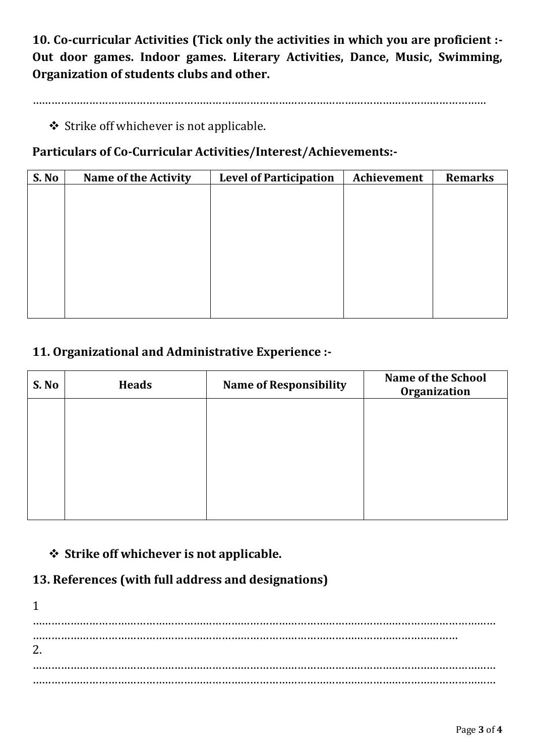**10. Co-curricular Activities (Tick only the activities in which you are proficient :- Out door games. Indoor games. Literary Activities, Dance, Music, Swimming, Organization of students clubs and other.**

……………………………………………………………………………………………………………………………

- ❖ Strike off whichever is not applicable.

**Particulars of Co-Curricular Activities/Interest/Achievements:-**

| S. No | Name of the Activity | Level of Participation | Achievement | Remarks |
|---|---|---|---|---|
| | | | | |

**11. Organizational and Administrative Experience :-**

| S. No | Heads | Name of Responsibility | Name of the School Organization |
|---|---|---|---|
| | | | |

- ❖ **Strike off whichever is not applicable.**

**13. References (with full address and designations)**

1
………………………………………………………………………………………………………………………………
……………………………………………………………………………………………………………………………

2.
………………………………………………………………………………………………………………………………
………………………………………………………………………………………………………………………………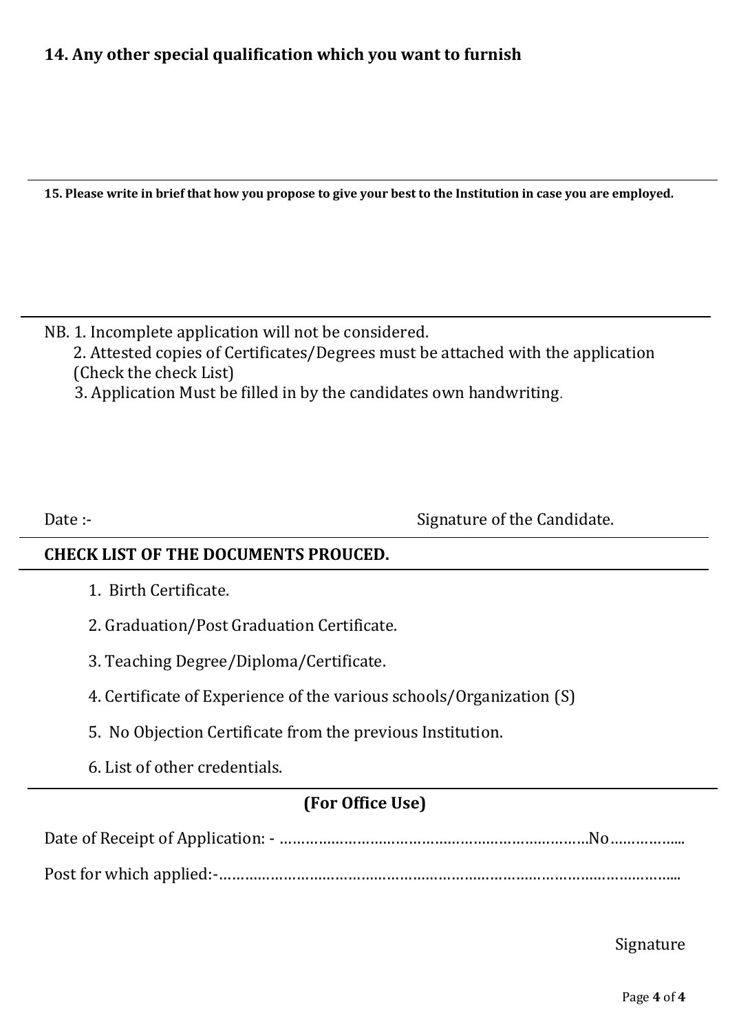**14. Any other special qualification which you want to furnish**

---

**15. Please write in brief that how you propose to give your best to the Institution in case you are employed.**

---

NB. 1. Incomplete application will not be considered.
2. Attested copies of Certificates/Degrees must be attached with the application (Check the check List)
3. Application Must be filled in by the candidates own handwriting.

Date :- Signature of the Candidate.

---

**CHECK LIST OF THE DOCUMENTS PROUCED.**

---

1. Birth Certificate.
2. Graduation/Post Graduation Certificate.
3. Teaching Degree/Diploma/Certificate.
4. Certificate of Experience of the various schools/Organization (S)
5. No Objection Certificate from the previous Institution.
6. List of other credentials.

---

**(For Office Use)**

Date of Receipt of Application: - ……………………………………………………………….No……………...

Post for which applied:-……………………………………………………………………………………………...

Signature